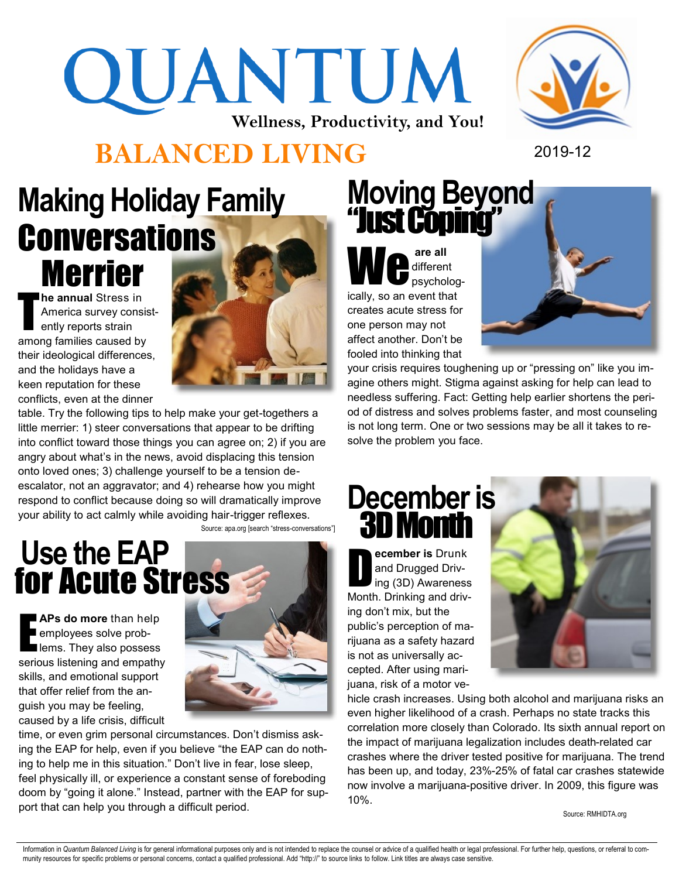# QUANTUM

**Wellness, Productivity, and You!**

# BALANCED LIVING

2019-12

## Making Holiday Family Conversations Merrier

**The annual** Stress in America survey consistently reports strain among families caused by their ideological differences, and the holidays have a keen reputation for these conflicts, even at the dinner table. Try the following tips to help make your get-togethers a little merrier: 1) steer conversations that appear to be drifting into conflict toward those things you can agree on; 2) if you are angry about what's in the news, avoid displacing this tension onto loved ones; 3) challenge yourself to be a tension de-escalator, not an aggravator; and 4) rehearse how you might respond to conflict because doing so will dramatically improve your ability to act calmly while avoiding hair-trigger reflexes.

Source: apa.org [search "stress-conversations"]

## Use the EAP for Acute Stress

**EAPs do more** than help employees solve problems. They also possess serious listening and empathy skills, and emotional support that offer relief from the anguish you may be feeling, caused by a life crisis, difficult time, or even grim personal circumstances. Don't dismiss asking the EAP for help, even if you believe "the EAP can do nothing to help me in this situation." Don't live in fear, lose sleep, feel physically ill, or experience a constant sense of foreboding doom by "going it alone." Instead, partner with the EAP for support that can help you through a difficult period.

## Moving Beyond "Just Coping"

**We are all** different psychologically, so an event that creates acute stress for one person may not affect another. Don't be fooled into thinking that your crisis requires toughening up or "pressing on" like you imagine others might. Stigma against asking for help can lead to needless suffering. Fact: Getting help earlier shortens the period of distress and solves problems faster, and most counseling is not long term. One or two sessions may be all it takes to resolve the problem you face.

## December is 3D Month

**December is** Drunk and Drugged Driving (3D) Awareness Month. Drinking and driving don't mix, but the public's perception of marijuana as a safety hazard is not as universally accepted. After using marijuana, risk of a motor vehicle crash increases. Using both alcohol and marijuana risks an even higher likelihood of a crash. Perhaps no state tracks this correlation more closely than Colorado. Its sixth annual report on the impact of marijuana legalization includes death-related car crashes where the driver tested positive for marijuana. The trend has been up, and today, 23%-25% of fatal car crashes statewide now involve a marijuana-positive driver. In 2009, this figure was 10%.

Source: RMHIDTA.org

Information in *Quantum Balanced Living* is for general informational purposes only and is not intended to replace the counsel or advice of a qualified health or legal professional. For further help, questions, or referral to community resources for specific problems or personal concerns, contact a qualified professional. Add "http://" to source links to follow. Link titles are always case sensitive.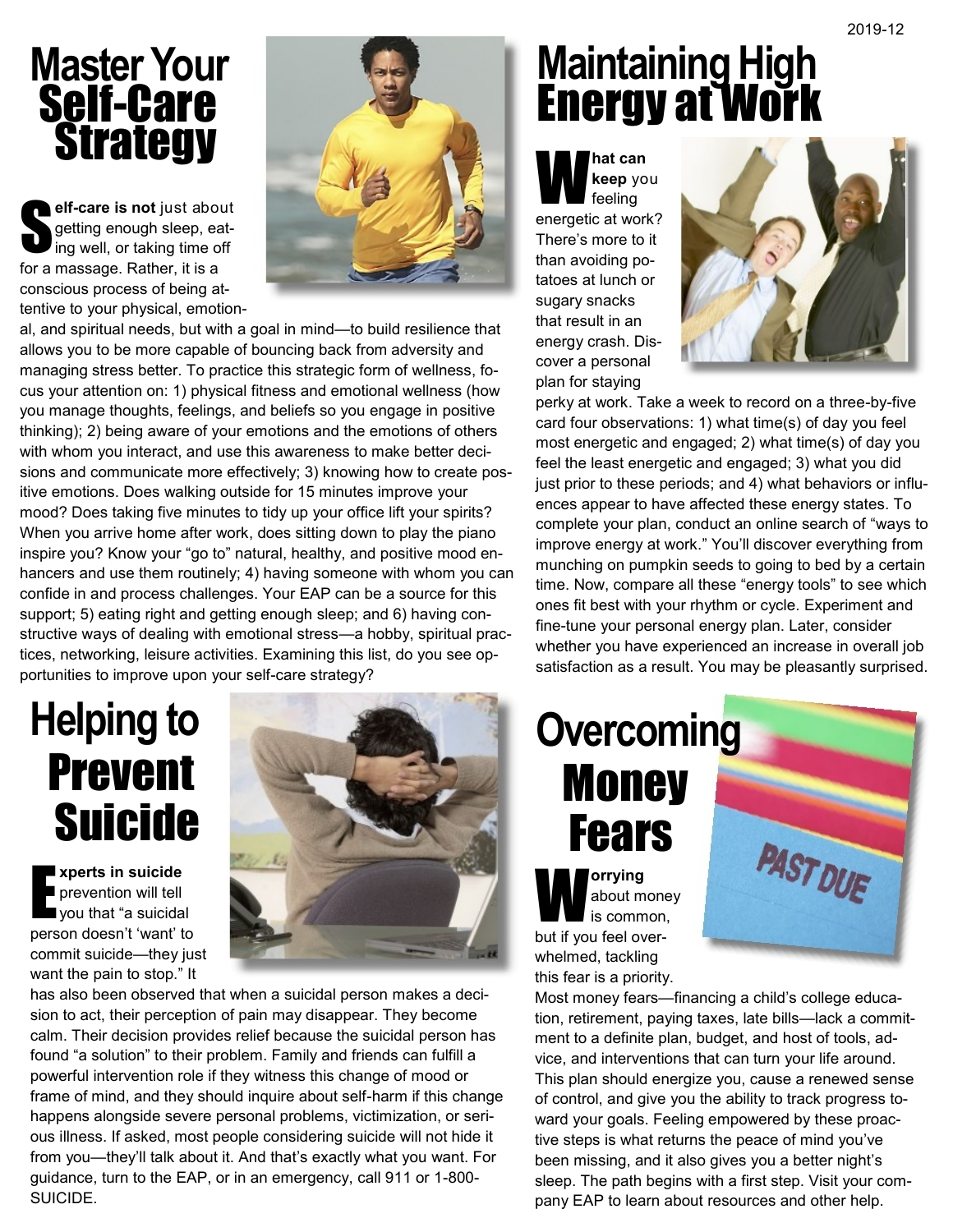# Master Your Self-Care Strategy

**Self-care is not** just about getting enough sleep, eating well, or taking time off for a massage. Rather, it is a conscious process of being attentive to your physical, emotional, and spiritual needs, but with a goal in mind—to build resilience that allows you to be more capable of bouncing back from adversity and managing stress better. To practice this strategic form of wellness, focus your attention on: 1) physical fitness and emotional wellness (how you manage thoughts, feelings, and beliefs so you engage in positive thinking); 2) being aware of your emotions and the emotions of others with whom you interact, and use this awareness to make better decisions and communicate more effectively; 3) knowing how to create positive emotions. Does walking outside for 15 minutes improve your mood? Does taking five minutes to tidy up your office lift your spirits? When you arrive home after work, does sitting down to play the piano inspire you? Know your "go to" natural, healthy, and positive mood enhancers and use them routinely; 4) having someone with whom you can confide in and process challenges. Your EAP can be a source for this support; 5) eating right and getting enough sleep; and 6) having constructive ways of dealing with emotional stress—a hobby, spiritual practices, networking, leisure activities. Examining this list, do you see opportunities to improve upon your self-care strategy?

# Maintaining High Energy at Work

**What can keep** you feeling energetic at work? There's more to it than avoiding potatoes at lunch or sugary snacks that result in an energy crash. Discover a personal plan for staying perky at work. Take a week to record on a three-by-five card four observations: 1) what time(s) of day you feel most energetic and engaged; 2) what time(s) of day you feel the least energetic and engaged; 3) what you did just prior to these periods; and 4) what behaviors or influences appear to have affected these energy states. To complete your plan, conduct an online search of "ways to improve energy at work." You'll discover everything from munching on pumpkin seeds to going to bed by a certain time. Now, compare all these "energy tools" to see which ones fit best with your rhythm or cycle. Experiment and fine-tune your personal energy plan. Later, consider whether you have experienced an increase in overall job satisfaction as a result. You may be pleasantly surprised.

# Helping to Prevent Suicide

**Experts in suicide** prevention will tell you that "a suicidal person doesn't 'want' to commit suicide—they just want the pain to stop." It has also been observed that when a suicidal person makes a decision to act, their perception of pain may disappear. They become calm. Their decision provides relief because the suicidal person has found "a solution" to their problem. Family and friends can fulfill a powerful intervention role if they witness this change of mood or frame of mind, and they should inquire about self-harm if this change happens alongside severe personal problems, victimization, or serious illness. If asked, most people considering suicide will not hide it from you—they'll talk about it. And that's exactly what you want. For guidance, turn to the EAP, or in an emergency, call 911 or 1-800-SUICIDE.

# Overcoming Money Fears

**Worrying** about money is common, but if you feel overwhelmed, tackling this fear is a priority. Most money fears—financing a child's college education, retirement, paying taxes, late bills—lack a commitment to a definite plan, budget, and host of tools, advice, and interventions that can turn your life around. This plan should energize you, cause a renewed sense of control, and give you the ability to track progress toward your goals. Feeling empowered by these proactive steps is what returns the peace of mind you've been missing, and it also gives you a better night's sleep. The path begins with a first step. Visit your company EAP to learn about resources and other help.